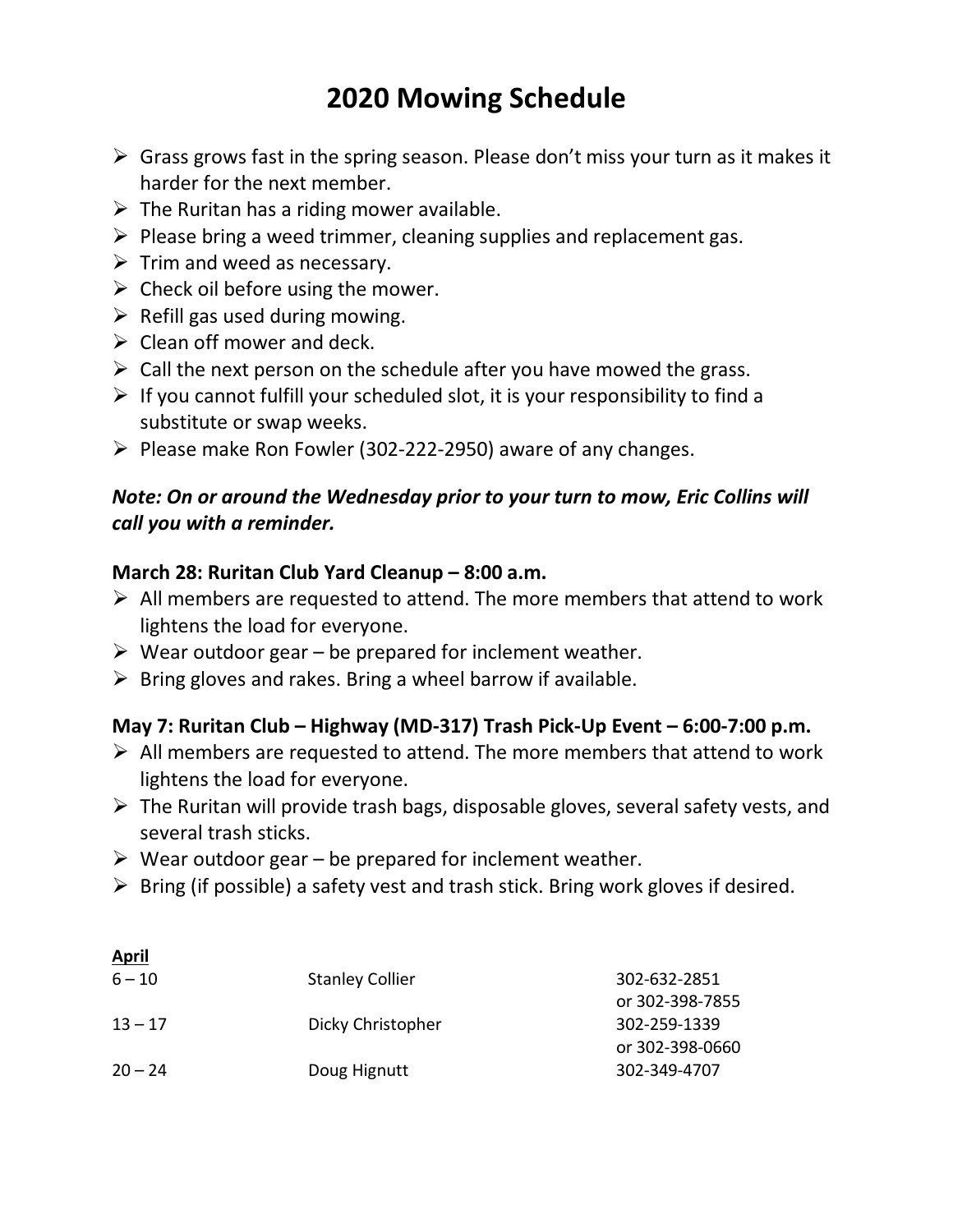# 2020 Mowing Schedule

- Grass grows fast in the spring season. Please don't miss your turn as it makes it harder for the next member.
- The Ruritan has a riding mower available.
- Please bring a weed trimmer, cleaning supplies and replacement gas.
- Trim and weed as necessary.
- Check oil before using the mower.
- Refill gas used during mowing.
- Clean off mower and deck.
- Call the next person on the schedule after you have mowed the grass.
- If you cannot fulfill your scheduled slot, it is your responsibility to find a substitute or swap weeks.
- Please make Ron Fowler (302-222-2950) aware of any changes.

***Note: On or around the Wednesday prior to your turn to mow, Eric Collins will call you with a reminder.***

**March 28: Ruritan Club Yard Cleanup – 8:00 a.m.**

- All members are requested to attend. The more members that attend to work lightens the load for everyone.
- Wear outdoor gear – be prepared for inclement weather.
- Bring gloves and rakes. Bring a wheel barrow if available.

**May 7: Ruritan Club – Highway (MD-317) Trash Pick-Up Event – 6:00-7:00 p.m.**

- All members are requested to attend. The more members that attend to work lightens the load for everyone.
- The Ruritan will provide trash bags, disposable gloves, several safety vests, and several trash sticks.
- Wear outdoor gear – be prepared for inclement weather.
- Bring (if possible) a safety vest and trash stick. Bring work gloves if desired.

**<u>April</u>**

| | | |
|---|---|---|
| 6 – 10 | Stanley Collier | 302-632-2851 or 302-398-7855 |
| 13 – 17 | Dicky Christopher | 302-259-1339 or 302-398-0660 |
| 20 – 24 | Doug Hignutt | 302-349-4707 |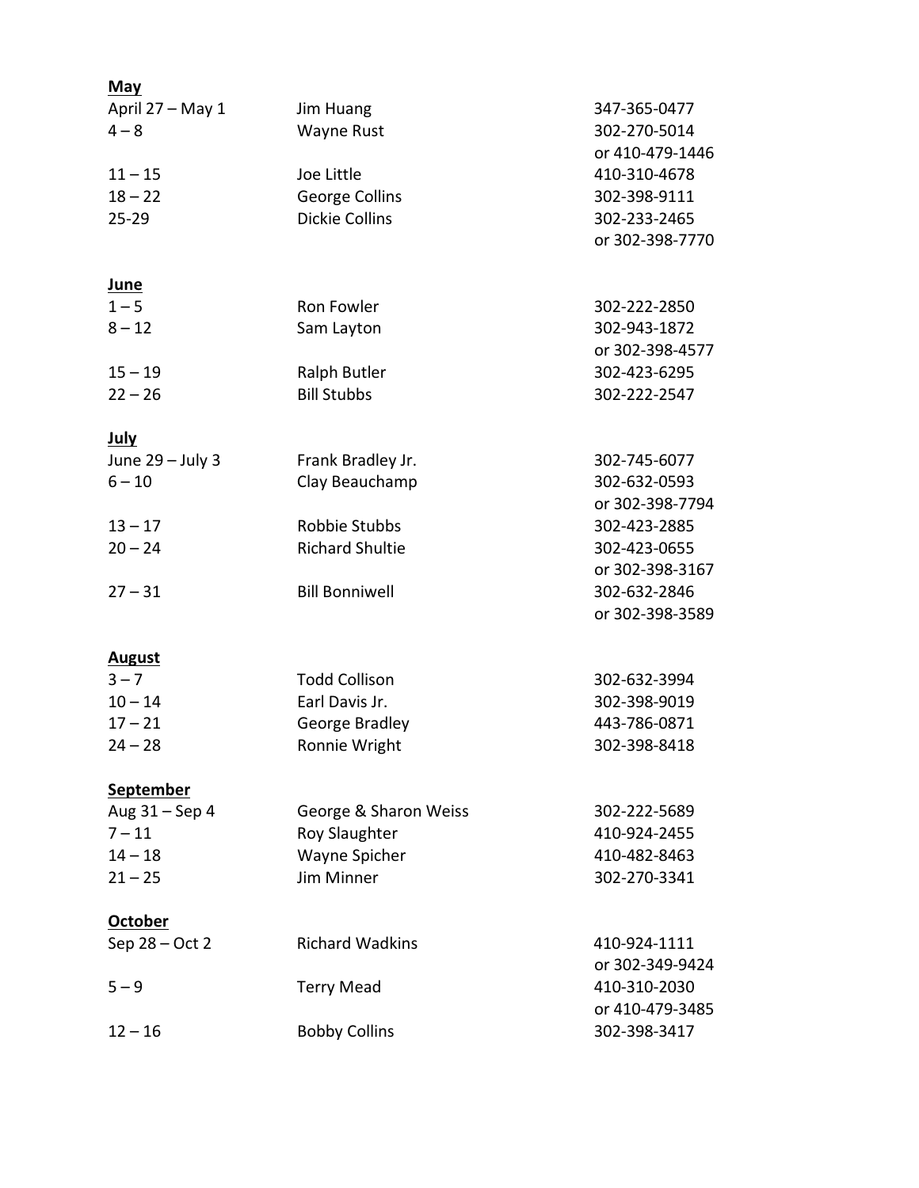**May**

| | | |
|---|---|---|
| April 27 – May 1 | Jim Huang | 347-365-0477 |
| 4 – 8 | Wayne Rust | 302-270-5014 or 410-479-1446 |
| 11 – 15 | Joe Little | 410-310-4678 |
| 18 – 22 | George Collins | 302-398-9111 |
| 25-29 | Dickie Collins | 302-233-2465 or 302-398-7770 |

**June**

| | | |
|---|---|---|
| 1 – 5 | Ron Fowler | 302-222-2850 |
| 8 – 12 | Sam Layton | 302-943-1872 or 302-398-4577 |
| 15 – 19 | Ralph Butler | 302-423-6295 |
| 22 – 26 | Bill Stubbs | 302-222-2547 |

**July**

| | | |
|---|---|---|
| June 29 – July 3 | Frank Bradley Jr. | 302-745-6077 |
| 6 – 10 | Clay Beauchamp | 302-632-0593 or 302-398-7794 |
| 13 – 17 | Robbie Stubbs | 302-423-2885 |
| 20 – 24 | Richard Shultie | 302-423-0655 or 302-398-3167 |
| 27 – 31 | Bill Bonniwell | 302-632-2846 or 302-398-3589 |

**August**

| | | |
|---|---|---|
| 3 – 7 | Todd Collison | 302-632-3994 |
| 10 – 14 | Earl Davis Jr. | 302-398-9019 |
| 17 – 21 | George Bradley | 443-786-0871 |
| 24 – 28 | Ronnie Wright | 302-398-8418 |

**September**

| | | |
|---|---|---|
| Aug 31 – Sep 4 | George & Sharon Weiss | 302-222-5689 |
| 7 – 11 | Roy Slaughter | 410-924-2455 |
| 14 – 18 | Wayne Spicher | 410-482-8463 |
| 21 – 25 | Jim Minner | 302-270-3341 |

**October**

| | | |
|---|---|---|
| Sep 28 – Oct 2 | Richard Wadkins | 410-924-1111 or 302-349-9424 |
| 5 – 9 | Terry Mead | 410-310-2030 or 410-479-3485 |
| 12 – 16 | Bobby Collins | 302-398-3417 |